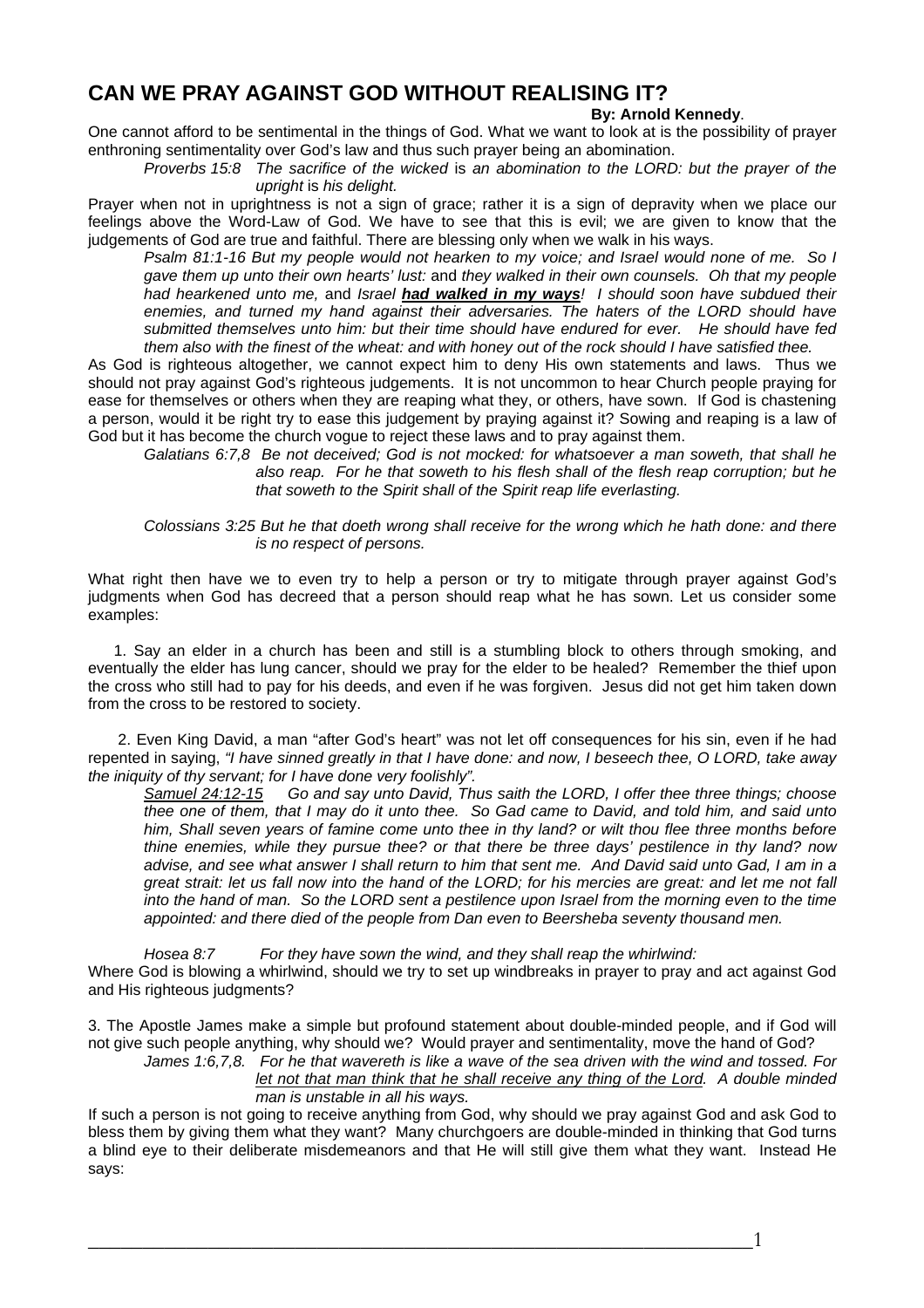# CAN WE PRAY AGAINST GOD WITHOUT REALISING IT?

**By: Arnold Kennedy**.

One cannot afford to be sentimental in the things of God. What we want to look at is the possibility of prayer enthroning sentimentality over God's law and thus such prayer being an abomination.

> *Proverbs 15:8 The sacrifice of the wicked* is *an abomination to the LORD: but the prayer of the upright* is *his delight.*

Prayer when not in uprightness is not a sign of grace; rather it is a sign of depravity when we place our feelings above the Word-Law of God. We have to see that this is evil; we are given to know that the judgements of God are true and faithful. There are blessing only when we walk in his ways.

> *Psalm 81:1-16 But my people would not hearken to my voice; and Israel would none of me. So I gave them up unto their own hearts' lust:* and *they walked in their own counsels. Oh that my people had hearkened unto me,* and *Israel* ***had walked in my ways****! I should soon have subdued their enemies, and turned my hand against their adversaries. The haters of the LORD should have submitted themselves unto him: but their time should have endured for ever. He should have fed them also with the finest of the wheat: and with honey out of the rock should I have satisfied thee.*

As God is righteous altogether, we cannot expect him to deny His own statements and laws. Thus we should not pray against God's righteous judgements. It is not uncommon to hear Church people praying for ease for themselves or others when they are reaping what they, or others, have sown. If God is chastening a person, would it be right try to ease this judgement by praying against it? Sowing and reaping is a law of God but it has become the church vogue to reject these laws and to pray against them.

> *Galatians 6:7,8 Be not deceived; God is not mocked: for whatsoever a man soweth, that shall he also reap. For he that soweth to his flesh shall of the flesh reap corruption; but he that soweth to the Spirit shall of the Spirit reap life everlasting.*
>
> *Colossians 3:25 But he that doeth wrong shall receive for the wrong which he hath done: and there is no respect of persons.*

What right then have we to even try to help a person or try to mitigate through prayer against God's judgments when God has decreed that a person should reap what he has sown. Let us consider some examples:

1. Say an elder in a church has been and still is a stumbling block to others through smoking, and eventually the elder has lung cancer, should we pray for the elder to be healed? Remember the thief upon the cross who still had to pay for his deeds, and even if he was forgiven. Jesus did not get him taken down from the cross to be restored to society.

2. Even King David, a man "after God's heart" was not let off consequences for his sin, even if he had repented in saying, *"I have sinned greatly in that I have done: and now, I beseech thee, O LORD, take away the iniquity of thy servant; for I have done very foolishly".*

> *Samuel 24:12-15 Go and say unto David, Thus saith the LORD, I offer thee three things; choose thee one of them, that I may do it unto thee. So Gad came to David, and told him, and said unto him, Shall seven years of famine come unto thee in thy land? or wilt thou flee three months before thine enemies, while they pursue thee? or that there be three days' pestilence in thy land? now advise, and see what answer I shall return to him that sent me. And David said unto Gad, I am in a great strait: let us fall now into the hand of the LORD; for his mercies are great: and let me not fall into the hand of man. So the LORD sent a pestilence upon Israel from the morning even to the time appointed: and there died of the people from Dan even to Beersheba seventy thousand men.*
>
> *Hosea 8:7 For they have sown the wind, and they shall reap the whirlwind:*

Where God is blowing a whirlwind, should we try to set up windbreaks in prayer to pray and act against God and His righteous judgments?

3. The Apostle James make a simple but profound statement about double-minded people, and if God will not give such people anything, why should we? Would prayer and sentimentality, move the hand of God?

> *James 1:6,7,8. For he that wavereth is like a wave of the sea driven with the wind and tossed. For let not that man think that he shall receive any thing of the Lord. A double minded man is unstable in all his ways.*

If such a person is not going to receive anything from God, why should we pray against God and ask God to bless them by giving them what they want? Many churchgoers are double-minded in thinking that God turns a blind eye to their deliberate misdemeanors and that He will still give them what they want. Instead He says: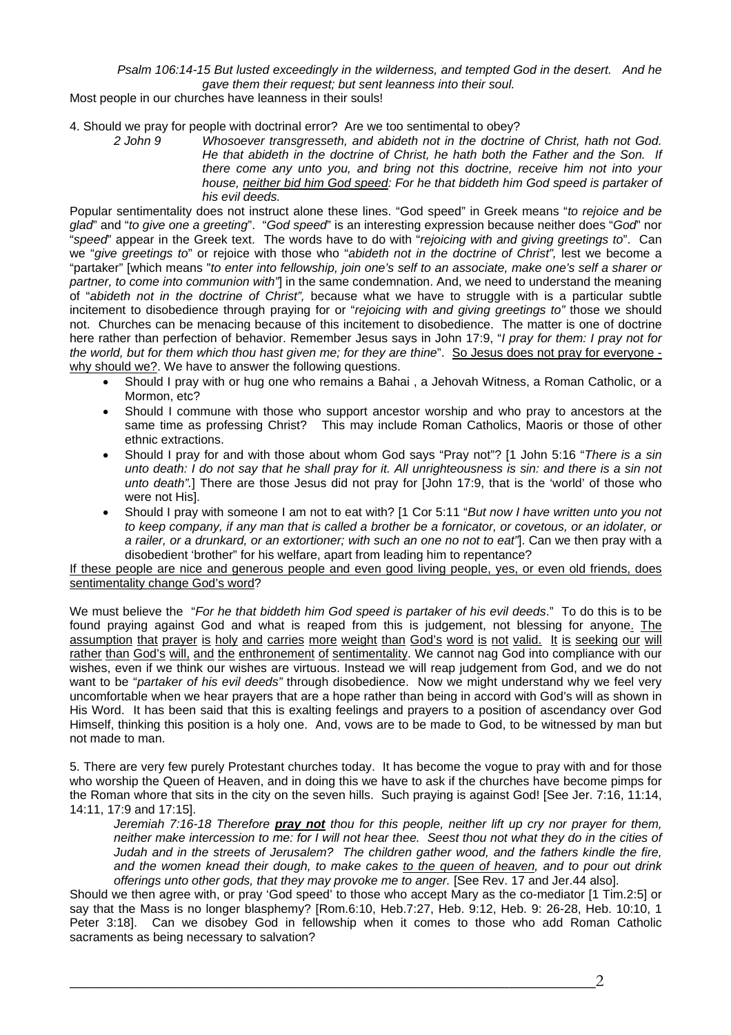*Psalm 106:14-15 But lusted exceedingly in the wilderness, and tempted God in the desert. And he gave them their request; but sent leanness into their soul.*

Most people in our churches have leanness in their souls!

4. Should we pray for people with doctrinal error? Are we too sentimental to obey?

> *2 John 9* *Whosoever transgresseth, and abideth not in the doctrine of Christ, hath not God. He that abideth in the doctrine of Christ, he hath both the Father and the Son. If there come any unto you, and bring not this doctrine, receive him not into your house, <u>neither bid him God speed</u>: For he that biddeth him God speed is partaker of his evil deeds.*

Popular sentimentality does not instruct alone these lines. "God speed" in Greek means "*to rejoice and be glad*" and "*to give one a greeting*". "*God speed*" is an interesting expression because neither does "*God*" nor "*speed*" appear in the Greek text. The words have to do with "*rejoicing with and giving greetings to*". Can we "*give greetings to*" or rejoice with those who "*abideth not in the doctrine of Christ",* lest we become a "partaker" [which means "*to enter into fellowship, join one's self to an associate, make one's self a sharer or partner, to come into communion with"*] in the same condemnation. And, we need to understand the meaning of "*abideth not in the doctrine of Christ",* because what we have to struggle with is a particular subtle incitement to disobedience through praying for or "*rejoicing with and giving greetings to"* those we should not. Churches can be menacing because of this incitement to disobedience. The matter is one of doctrine here rather than perfection of behavior. Remember Jesus says in John 17:9, "*I pray for them: I pray not for the world, but for them which thou hast given me; for they are thine*". <u>So Jesus does not pray for everyone - why should we?</u>. We have to answer the following questions.

- Should I pray with or hug one who remains a Bahai , a Jehovah Witness, a Roman Catholic, or a Mormon, etc?
- Should I commune with those who support ancestor worship and who pray to ancestors at the same time as professing Christ? This may include Roman Catholics, Maoris or those of other ethnic extractions.
- Should I pray for and with those about whom God says "Pray not"? [1 John 5:16 "*There is a sin unto death: I do not say that he shall pray for it. All unrighteousness is sin: and there is a sin not unto death".*] There are those Jesus did not pray for [John 17:9, that is the 'world' of those who were not His].
- Should I pray with someone I am not to eat with? [1 Cor 5:11 "*But now I have written unto you not to keep company, if any man that is called a brother be a fornicator, or covetous, or an idolater, or a railer, or a drunkard, or an extortioner; with such an one no not to eat"*]. Can we then pray with a disobedient 'brother" for his welfare, apart from leading him to repentance?

<u>If these people are nice and generous people and even good living people, yes, or even old friends, does sentimentality change God's word</u>?

We must believe the "*For he that biddeth him God speed is partaker of his evil deeds*." To do this is to be found praying against God and what is reaped from this is judgement, not blessing for anyone. <u>The assumption that prayer is holy and carries more weight than God's word is not valid. It is seeking our will rather than God's will, and the enthronement of sentimentality</u>. We cannot nag God into compliance with our wishes, even if we think our wishes are virtuous. Instead we will reap judgement from God, and we do not want to be "*partaker of his evil deeds"* through disobedience. Now we might understand why we feel very uncomfortable when we hear prayers that are a hope rather than being in accord with God's will as shown in His Word. It has been said that this is exalting feelings and prayers to a position of ascendancy over God Himself, thinking this position is a holy one. And, vows are to be made to God, to be witnessed by man but not made to man.

5. There are very few purely Protestant churches today. It has become the vogue to pray with and for those who worship the Queen of Heaven, and in doing this we have to ask if the churches have become pimps for the Roman whore that sits in the city on the seven hills. Such praying is against God! [See Jer. 7:16, 11:14, 14:11, 17:9 and 17:15].

> *Jeremiah 7:16-18 Therefore* ***<u>pray not</u>*** *thou for this people, neither lift up cry nor prayer for them, neither make intercession to me: for I will not hear thee. Seest thou not what they do in the cities of Judah and in the streets of Jerusalem? The children gather wood, and the fathers kindle the fire, and the women knead their dough, to make cakes <u>to the queen of heaven</u>, and to pour out drink offerings unto other gods, that they may provoke me to anger.* [See Rev. 17 and Jer.44 also].

Should we then agree with, or pray 'God speed' to those who accept Mary as the co-mediator [1 Tim.2:5] or say that the Mass is no longer blasphemy? [Rom.6:10, Heb.7:27, Heb. 9:12, Heb. 9: 26-28, Heb. 10:10, 1 Peter 3:18]. Can we disobey God in fellowship when it comes to those who add Roman Catholic sacraments as being necessary to salvation?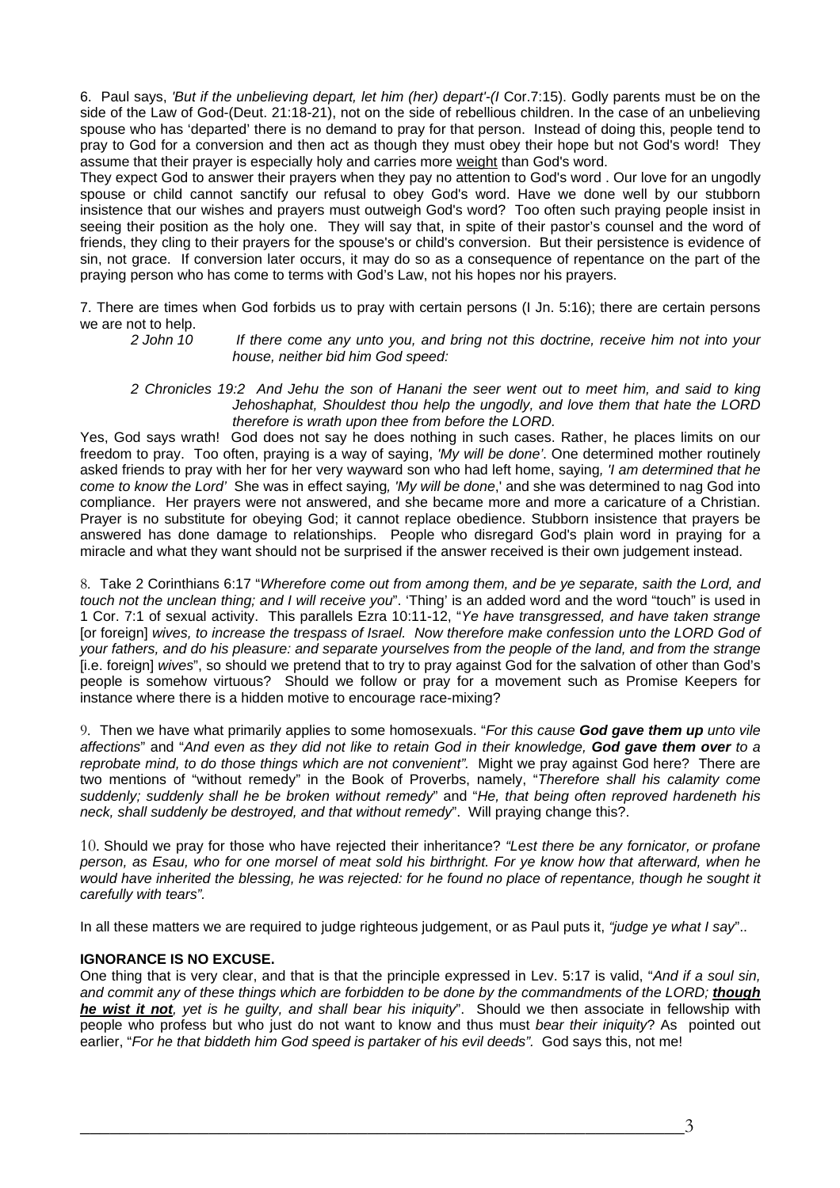6. Paul says, *'But if the unbelieving depart, let him (her) depart'-(I* Cor.7:15). Godly parents must be on the side of the Law of God-(Deut. 21:18-21), not on the side of rebellious children. In the case of an unbelieving spouse who has 'departed' there is no demand to pray for that person. Instead of doing this, people tend to pray to God for a conversion and then act as though they must obey their hope but not God's word! They assume that their prayer is especially holy and carries more weight than God's word.

They expect God to answer their prayers when they pay no attention to God's word . Our love for an ungodly spouse or child cannot sanctify our refusal to obey God's word. Have we done well by our stubborn insistence that our wishes and prayers must outweigh God's word? Too often such praying people insist in seeing their position as the holy one. They will say that, in spite of their pastor's counsel and the word of friends, they cling to their prayers for the spouse's or child's conversion. But their persistence is evidence of sin, not grace. If conversion later occurs, it may do so as a consequence of repentance on the part of the praying person who has come to terms with God's Law, not his hopes nor his prayers.

7. There are times when God forbids us to pray with certain persons (I Jn. 5:16); there are certain persons we are not to help.

*2 John 10* *If there come any unto you, and bring not this doctrine, receive him not into your house, neither bid him God speed:*

*2 Chronicles 19:2 And Jehu the son of Hanani the seer went out to meet him, and said to king Jehoshaphat, Shouldest thou help the ungodly, and love them that hate the LORD therefore is wrath upon thee from before the LORD.*

Yes, God says wrath! God does not say he does nothing in such cases. Rather, he places limits on our freedom to pray. Too often, praying is a way of saying, *'My will be done'*. One determined mother routinely asked friends to pray with her for her very wayward son who had left home, saying*, 'I am determined that he come to know the Lord'* She was in effect saying*, 'My will be done*,' and she was determined to nag God into compliance. Her prayers were not answered, and she became more and more a caricature of a Christian. Prayer is no substitute for obeying God; it cannot replace obedience. Stubborn insistence that prayers be answered has done damage to relationships. People who disregard God's plain word in praying for a miracle and what they want should not be surprised if the answer received is their own judgement instead.

8. Take 2 Corinthians 6:17 "*Wherefore come out from among them, and be ye separate, saith the Lord, and touch not the unclean thing; and I will receive you*". 'Thing' is an added word and the word "touch" is used in 1 Cor. 7:1 of sexual activity. This parallels Ezra 10:11-12, "*Ye have transgressed, and have taken strange* [or foreign] *wives, to increase the trespass of Israel. Now therefore make confession unto the LORD God of your fathers, and do his pleasure: and separate yourselves from the people of the land, and from the strange* [i.e. foreign] *wives*", so should we pretend that to try to pray against God for the salvation of other than God's people is somehow virtuous? Should we follow or pray for a movement such as Promise Keepers for instance where there is a hidden motive to encourage race-mixing?

9. Then we have what primarily applies to some homosexuals. "*For this cause **God gave them up** unto vile affections*" and "*And even as they did not like to retain God in their knowledge, **God gave them over** to a reprobate mind, to do those things which are not convenient".* Might we pray against God here? There are two mentions of "without remedy" in the Book of Proverbs, namely, "*Therefore shall his calamity come suddenly; suddenly shall he be broken without remedy*" and "*He, that being often reproved hardeneth his neck, shall suddenly be destroyed, and that without remedy*". Will praying change this?.

10. Should we pray for those who have rejected their inheritance? *"Lest there be any fornicator, or profane person, as Esau, who for one morsel of meat sold his birthright. For ye know how that afterward, when he would have inherited the blessing, he was rejected: for he found no place of repentance, though he sought it carefully with tears".*

In all these matters we are required to judge righteous judgement, or as Paul puts it, *"judge ye what I say*"..

**IGNORANCE IS NO EXCUSE.**

One thing that is very clear, and that is that the principle expressed in Lev. 5:17 is valid, "*And if a soul sin, and commit any of these things which are forbidden to be done by the commandments of the LORD; **though he wist it not**, yet is he guilty, and shall bear his iniquity*". Should we then associate in fellowship with people who profess but who just do not want to know and thus must *bear their iniquity*? As pointed out earlier, "*For he that biddeth him God speed is partaker of his evil deeds".* God says this, not me!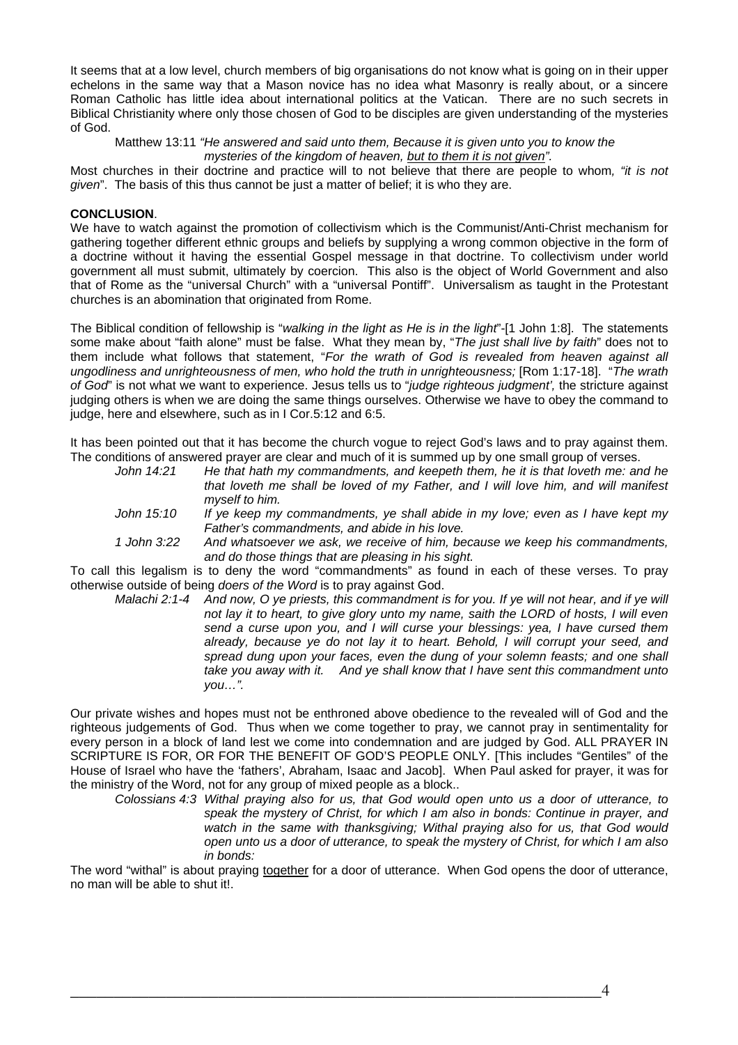It seems that at a low level, church members of big organisations do not know what is going on in their upper echelons in the same way that a Mason novice has no idea what Masonry is really about, or a sincere Roman Catholic has little idea about international politics at the Vatican. There are no such secrets in Biblical Christianity where only those chosen of God to be disciples are given understanding of the mysteries of God.

> Matthew 13:11 *"He answered and said unto them, Because it is given unto you to know the mysteries of the kingdom of heaven, <u>but to them it is not given</u>".*

Most churches in their doctrine and practice will to not believe that there are people to whom, *"it is not given*". The basis of this thus cannot be just a matter of belief; it is who they are.

**CONCLUSION**.

We have to watch against the promotion of collectivism which is the Communist/Anti-Christ mechanism for gathering together different ethnic groups and beliefs by supplying a wrong common objective in the form of a doctrine without it having the essential Gospel message in that doctrine. To collectivism under world government all must submit, ultimately by coercion. This also is the object of World Government and also that of Rome as the "universal Church" with a "universal Pontiff". Universalism as taught in the Protestant churches is an abomination that originated from Rome.

The Biblical condition of fellowship is "*walking in the light as He is in the light*"-[1 John 1:8]. The statements some make about "faith alone" must be false. What they mean by, "*The just shall live by faith*" does not to them include what follows that statement, "*For the wrath of God is revealed from heaven against all ungodliness and unrighteousness of men, who hold the truth in unrighteousness;* [Rom 1:17-18]. "*The wrath of God*" is not what we want to experience. Jesus tells us to "*judge righteous judgment',* the stricture against judging others is when we are doing the same things ourselves. Otherwise we have to obey the command to judge, here and elsewhere, such as in I Cor.5:12 and 6:5.

It has been pointed out that it has become the church vogue to reject God's laws and to pray against them. The conditions of answered prayer are clear and much of it is summed up by one small group of verses.

> *John 14:21* *He that hath my commandments, and keepeth them, he it is that loveth me: and he that loveth me shall be loved of my Father, and I will love him, and will manifest myself to him.*
>
> *John 15:10* *If ye keep my commandments, ye shall abide in my love; even as I have kept my Father's commandments, and abide in his love.*
>
> *1 John 3:22* *And whatsoever we ask, we receive of him, because we keep his commandments, and do those things that are pleasing in his sight.*

To call this legalism is to deny the word "commandments" as found in each of these verses. To pray otherwise outside of being *doers of the Word* is to pray against God.

> *Malachi 2:1-4* *And now, O ye priests, this commandment is for you. If ye will not hear, and if ye will not lay it to heart, to give glory unto my name, saith the LORD of hosts, I will even send a curse upon you, and I will curse your blessings: yea, I have cursed them already, because ye do not lay it to heart. Behold, I will corrupt your seed, and spread dung upon your faces, even the dung of your solemn feasts; and one shall take you away with it. And ye shall know that I have sent this commandment unto you…".*

Our private wishes and hopes must not be enthroned above obedience to the revealed will of God and the righteous judgements of God. Thus when we come together to pray, we cannot pray in sentimentality for every person in a block of land lest we come into condemnation and are judged by God. ALL PRAYER IN SCRIPTURE IS FOR, OR FOR THE BENEFIT OF GOD'S PEOPLE ONLY. [This includes "Gentiles" of the House of Israel who have the 'fathers', Abraham, Isaac and Jacob]. When Paul asked for prayer, it was for the ministry of the Word, not for any group of mixed people as a block..

> *Colossians 4:3* *Withal praying also for us, that God would open unto us a door of utterance, to speak the mystery of Christ, for which I am also in bonds: Continue in prayer, and watch in the same with thanksgiving; Withal praying also for us, that God would open unto us a door of utterance, to speak the mystery of Christ, for which I am also in bonds:*

The word "withal" is about praying <u>together</u> for a door of utterance. When God opens the door of utterance, no man will be able to shut it!.